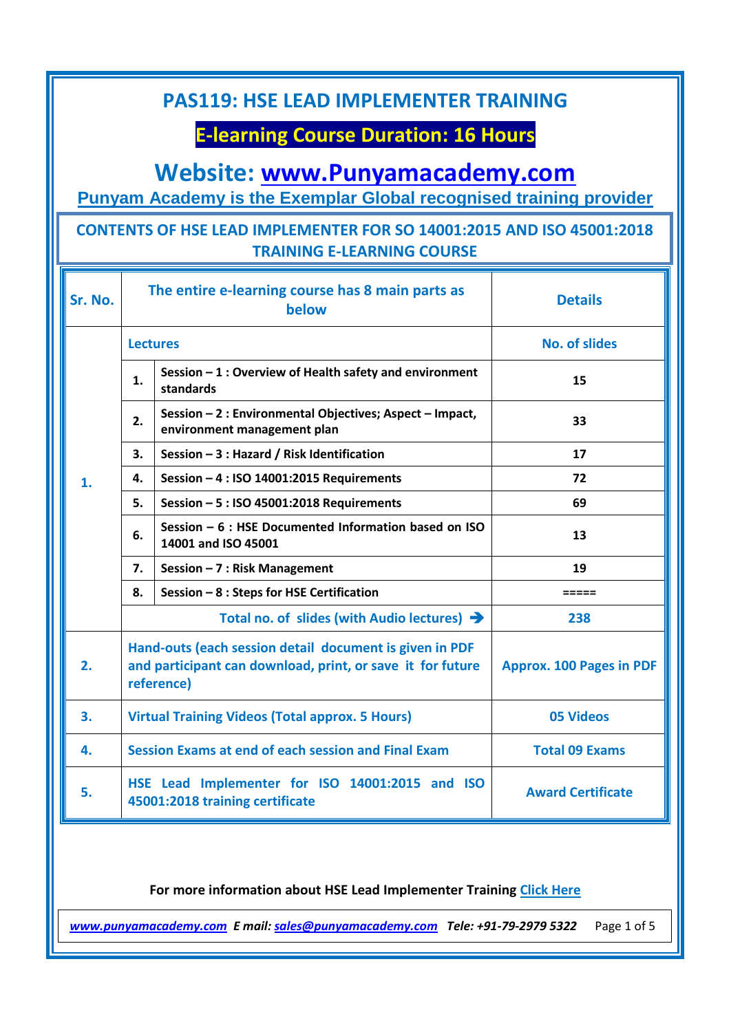# PAS119: HSE LEAD IMPLEMENTER TRAINING

## E-learning Course Duration: 16 Hours

## Website: www.Punyamacademy.com

**Punyam Academy is the Exemplar Global recognised training provider**

### CONTENTS OF HSE LEAD IMPLEMENTER FOR SO 14001:2015 AND ISO 45001:2018 TRAINING E-LEARNING COURSE

| Sr. No. | The entire e-learning course has 8 main parts as below | | Details |
|---|---|---|---|
| 1. | Lectures | | No. of slides |
| | 1. | Session – 1 : Overview of Health safety and environment standards | 15 |
| | 2. | Session – 2 : Environmental Objectives; Aspect – Impact, environment management plan | 33 |
| | 3. | Session – 3 : Hazard / Risk Identification | 17 |
| | 4. | Session – 4 : ISO 14001:2015 Requirements | 72 |
| | 5. | Session – 5 : ISO 45001:2018 Requirements | 69 |
| | 6. | Session – 6 : HSE Documented Information based on ISO 14001 and ISO 45001 | 13 |
| | 7. | Session – 7 : Risk Management | 19 |
| | 8. | Session – 8 : Steps for HSE Certification | ===== |
| | Total no. of slides (with Audio lectures) ➔ | | 238 |
| 2. | Hand-outs (each session detail document is given in PDF and participant can download, print, or save it for future reference) | | Approx. 100 Pages in PDF |
| 3. | Virtual Training Videos (Total approx. 5 Hours) | | 05 Videos |
| 4. | Session Exams at end of each session and Final Exam | | Total 09 Exams |
| 5. | HSE Lead Implementer for ISO 14001:2015 and ISO 45001:2018 training certificate | | Award Certificate |

**For more information about HSE Lead Implementer Training Click Here**

*www.punyamacademy.com* *E mail: sales@punyamacademy.com* *Tele: +91-79-2979 5322*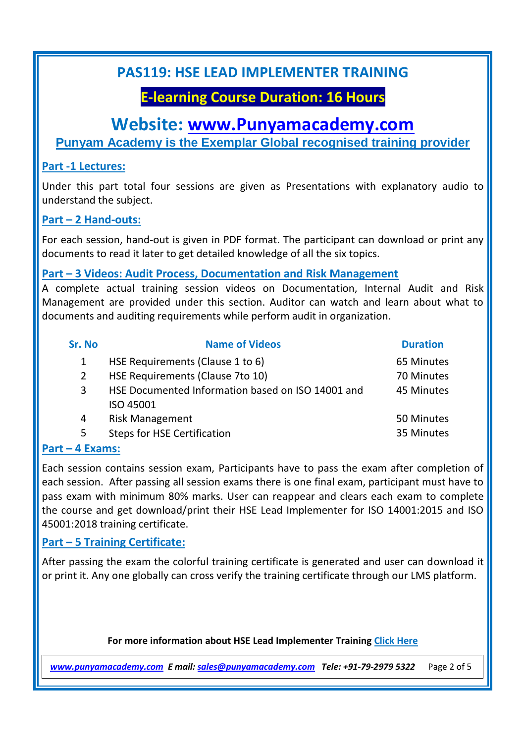# PAS119: HSE LEAD IMPLEMENTER TRAINING

## E-learning Course Duration: 16 Hours

## Website: www.Punyamacademy.com

**Punyam Academy is the Exemplar Global recognised training provider**

### Part -1 Lectures:

Under this part total four sessions are given as Presentations with explanatory audio to understand the subject.

### Part – 2 Hand-outs:

For each session, hand-out is given in PDF format. The participant can download or print any documents to read it later to get detailed knowledge of all the six topics.

### Part – 3 Videos: Audit Process, Documentation and Risk Management

A complete actual training session videos on Documentation, Internal Audit and Risk Management are provided under this section. Auditor can watch and learn about what to documents and auditing requirements while perform audit in organization.

| Sr. No | Name of Videos | Duration |
|---|---|---|
| 1 | HSE Requirements (Clause 1 to 6) | 65 Minutes |
| 2 | HSE Requirements (Clause 7to 10) | 70 Minutes |
| 3 | HSE Documented Information based on ISO 14001 and ISO 45001 | 45 Minutes |
| 4 | Risk Management | 50 Minutes |
| 5 | Steps for HSE Certification | 35 Minutes |

### Part – 4 Exams:

Each session contains session exam, Participants have to pass the exam after completion of each session. After passing all session exams there is one final exam, participant must have to pass exam with minimum 80% marks. User can reappear and clears each exam to complete the course and get download/print their HSE Lead Implementer for ISO 14001:2015 and ISO 45001:2018 training certificate.

### Part – 5 Training Certificate:

After passing the exam the colorful training certificate is generated and user can download it or print it. Any one globally can cross verify the training certificate through our LMS platform.

**For more information about HSE Lead Implementer Training Click Here**

*www.punyamacademy.com E mail: sales@punyamacademy.com Tele: +91-79-2979 5322*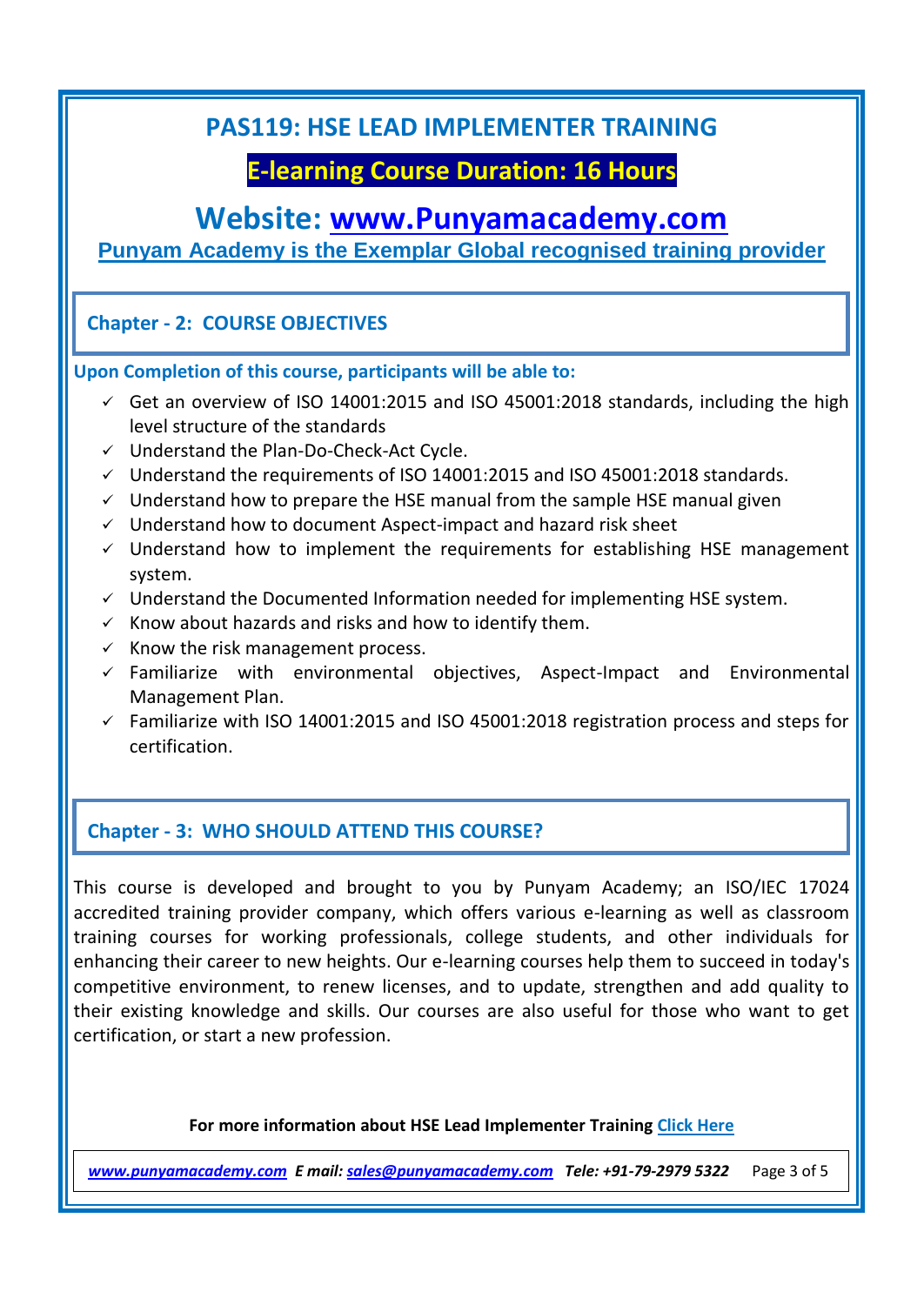# PAS119: HSE LEAD IMPLEMENTER TRAINING

**E-learning Course Duration: 16 Hours**

## Website: [www.Punyamacademy.com](http://www.Punyamacademy.com)

**Punyam Academy is the Exemplar Global recognised training provider**

## Chapter - 2: COURSE OBJECTIVES

**Upon Completion of this course, participants will be able to:**

- ✓ Get an overview of ISO 14001:2015 and ISO 45001:2018 standards, including the high level structure of the standards
- ✓ Understand the Plan-Do-Check-Act Cycle.
- ✓ Understand the requirements of ISO 14001:2015 and ISO 45001:2018 standards.
- ✓ Understand how to prepare the HSE manual from the sample HSE manual given
- ✓ Understand how to document Aspect-impact and hazard risk sheet
- ✓ Understand how to implement the requirements for establishing HSE management system.
- ✓ Understand the Documented Information needed for implementing HSE system.
- ✓ Know about hazards and risks and how to identify them.
- ✓ Know the risk management process.
- ✓ Familiarize with environmental objectives, Aspect-Impact and Environmental Management Plan.
- ✓ Familiarize with ISO 14001:2015 and ISO 45001:2018 registration process and steps for certification.

## Chapter - 3: WHO SHOULD ATTEND THIS COURSE?

This course is developed and brought to you by Punyam Academy; an ISO/IEC 17024 accredited training provider company, which offers various e-learning as well as classroom training courses for working professionals, college students, and other individuals for enhancing their career to new heights. Our e-learning courses help them to succeed in today's competitive environment, to renew licenses, and to update, strengthen and add quality to their existing knowledge and skills. Our courses are also useful for those who want to get certification, or start a new profession.

**For more information about HSE Lead Implementer Training Click Here**

*www.punyamacademy.com* ***E mail:*** *sales@punyamacademy.com* ***Tele: +91-79-2979 5322***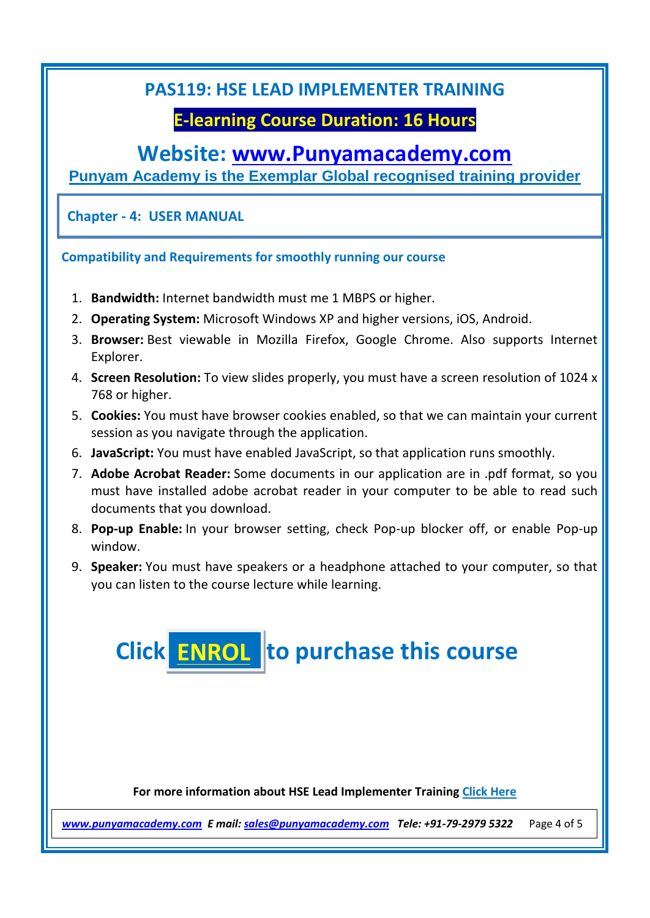# PAS119: HSE LEAD IMPLEMENTER TRAINING

## E-learning Course Duration: 16 Hours

## Website: www.Punyamacademy.com

**Punyam Academy is the Exemplar Global recognised training provider**

## Chapter - 4: USER MANUAL

### Compatibility and Requirements for smoothly running our course

1. **Bandwidth:** Internet bandwidth must me 1 MBPS or higher.
2. **Operating System:** Microsoft Windows XP and higher versions, iOS, Android.
3. **Browser:** Best viewable in Mozilla Firefox, Google Chrome. Also supports Internet Explorer.
4. **Screen Resolution:** To view slides properly, you must have a screen resolution of 1024 x 768 or higher.
5. **Cookies:** You must have browser cookies enabled, so that we can maintain your current session as you navigate through the application.
6. **JavaScript:** You must have enabled JavaScript, so that application runs smoothly.
7. **Adobe Acrobat Reader:** Some documents in our application are in .pdf format, so you must have installed adobe acrobat reader in your computer to be able to read such documents that you download.
8. **Pop-up Enable:** In your browser setting, check Pop-up blocker off, or enable Pop-up window.
9. **Speaker:** You must have speakers or a headphone attached to your computer, so that you can listen to the course lecture while learning.

## Click ENROL to purchase this course

**For more information about HSE Lead Implementer Training Click Here**

*www.punyamacademy.com E mail: sales@punyamacademy.com Tele: +91-79-2979 5322*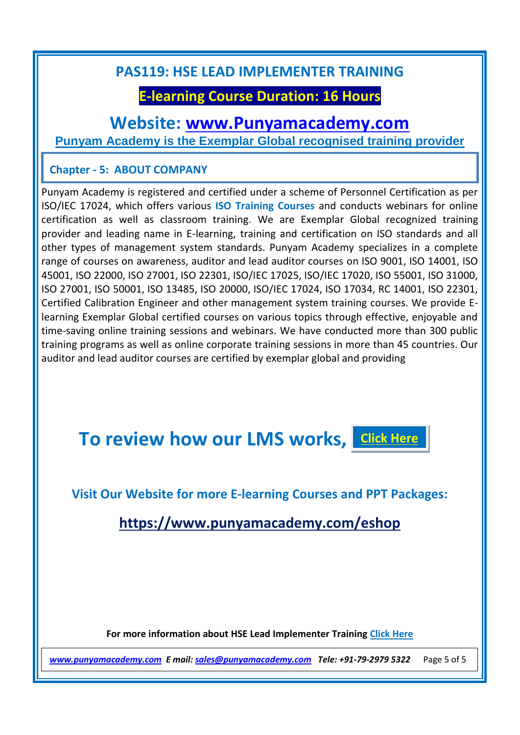## PAS119: HSE LEAD IMPLEMENTER TRAINING

**E-learning Course Duration: 16 Hours**

# Website: www.Punyamacademy.com

**Punyam Academy is the Exemplar Global recognised training provider**

### Chapter - 5: ABOUT COMPANY

Punyam Academy is registered and certified under a scheme of Personnel Certification as per ISO/IEC 17024, which offers various **ISO Training Courses** and conducts webinars for online certification as well as classroom training. We are Exemplar Global recognized training provider and leading name in E-learning, training and certification on ISO standards and all other types of management system standards. Punyam Academy specializes in a complete range of courses on awareness, auditor and lead auditor courses on ISO 9001, ISO 14001, ISO 45001, ISO 22000, ISO 27001, ISO 22301, ISO/IEC 17025, ISO/IEC 17020, ISO 55001, ISO 31000, ISO 27001, ISO 50001, ISO 13485, ISO 20000, ISO/IEC 17024, ISO 17034, RC 14001, ISO 22301, Certified Calibration Engineer and other management system training courses. We provide E-learning Exemplar Global certified courses on various topics through effective, enjoyable and time-saving online training sessions and webinars. We have conducted more than 300 public training programs as well as online corporate training sessions in more than 45 countries. Our auditor and lead auditor courses are certified by exemplar global and providing

## To review how our LMS works, Click Here

**Visit Our Website for more E-learning Courses and PPT Packages:**

**https://www.punyamacademy.com/eshop**

**For more information about HSE Lead Implementer Training Click Here**